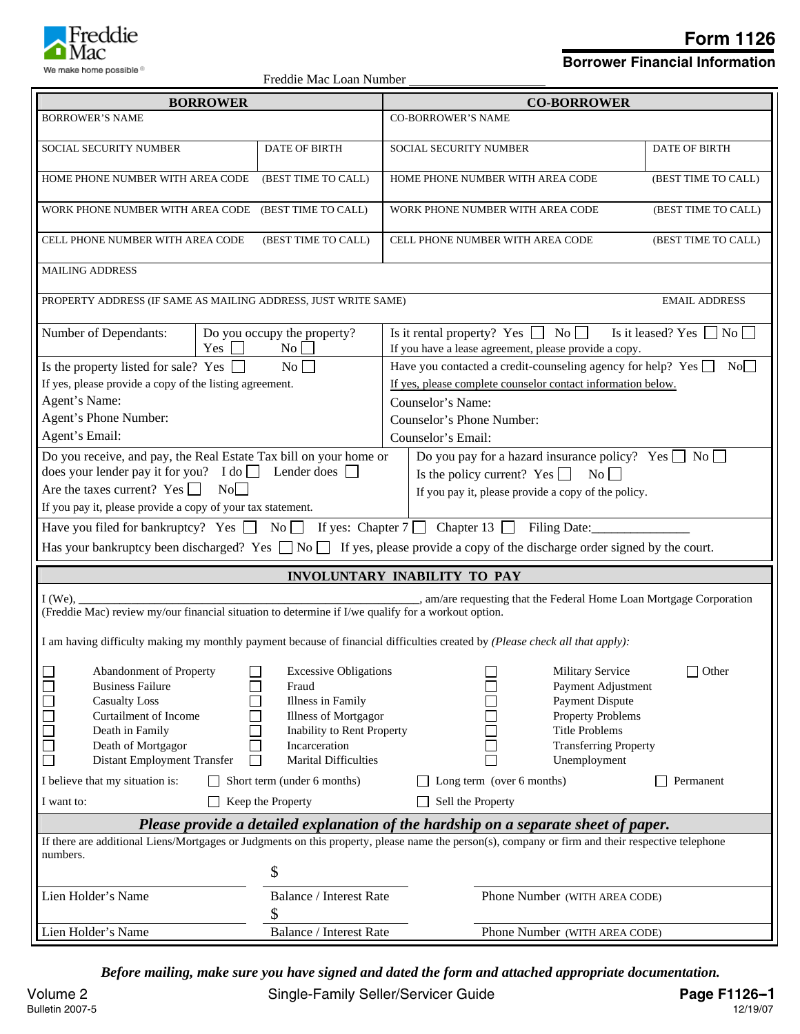Freddie Mac
We make home possible®

# Form 1126

## Borrower Financial Information

Freddie Mac Loan Number ____________________

| BORROWER | | CO-BORROWER | |
|---|---|---|---|
| BORROWER'S NAME | | CO-BORROWER'S NAME | |
| SOCIAL SECURITY NUMBER | DATE OF BIRTH | SOCIAL SECURITY NUMBER | DATE OF BIRTH |
| HOME PHONE NUMBER WITH AREA CODE | (BEST TIME TO CALL) | HOME PHONE NUMBER WITH AREA CODE | (BEST TIME TO CALL) |
| WORK PHONE NUMBER WITH AREA CODE | (BEST TIME TO CALL) | WORK PHONE NUMBER WITH AREA CODE | (BEST TIME TO CALL) |
| CELL PHONE NUMBER WITH AREA CODE | (BEST TIME TO CALL) | CELL PHONE NUMBER WITH AREA CODE | (BEST TIME TO CALL) |

MAILING ADDRESS

PROPERTY ADDRESS (IF SAME AS MAILING ADDRESS, JUST WRITE SAME) EMAIL ADDRESS

Number of Dependants:

Do you occupy the property? Yes ☐ No ☐

Is it rental property? Yes ☐ No ☐ Is it leased? Yes ☐ No ☐
If you have a lease agreement, please provide a copy.

Is the property listed for sale? Yes ☐ No ☐
If yes, please provide a copy of the listing agreement.
Agent's Name:
Agent's Phone Number:
Agent's Email:

Have you contacted a credit-counseling agency for help? Yes ☐ No ☐
If yes, please complete counselor contact information below.
Counselor's Name:
Counselor's Phone Number:
Counselor's Email:

Do you receive, and pay, the Real Estate Tax bill on your home or does your lender pay it for you? I do ☐ Lender does ☐
Are the taxes current? Yes ☐ No ☐
If you pay it, please provide a copy of your tax statement.

Do you pay for a hazard insurance policy? Yes ☐ No ☐
Is the policy current? Yes ☐ No ☐
If you pay it, please provide a copy of the policy.

Have you filed for bankruptcy? Yes ☐ No ☐ If yes: Chapter 7 ☐ Chapter 13 ☐ Filing Date:_______________

Has your bankruptcy been discharged? Yes ☐ No ☐ If yes, please provide a copy of the discharge order signed by the court.

## INVOLUNTARY INABILITY TO PAY

I (We), ____________________________________________________, am/are requesting that the Federal Home Loan Mortgage Corporation (Freddie Mac) review my/our financial situation to determine if I/we qualify for a workout option.

I am having difficulty making my monthly payment because of financial difficulties created by *(Please check all that apply)*:

| | | | |
|---|---|---|---|
| ☐ Abandonment of Property | ☐ Excessive Obligations | ☐ Military Service | ☐ Other |
| ☐ Business Failure | ☐ Fraud | ☐ Payment Adjustment | |
| ☐ Casualty Loss | ☐ Illness in Family | ☐ Payment Dispute | |
| ☐ Curtailment of Income | ☐ Illness of Mortgagor | ☐ Property Problems | |
| ☐ Death in Family | ☐ Inability to Rent Property | ☐ Title Problems | |
| ☐ Death of Mortgagor | ☐ Incarceration | ☐ Transferring Property | |
| ☐ Distant Employment Transfer | ☐ Marital Difficulties | ☐ Unemployment | |

I believe that my situation is: ☐ Short term (under 6 months) ☐ Long term (over 6 months) ☐ Permanent

I want to: ☐ Keep the Property ☐ Sell the Property

***Please provide a detailed explanation of the hardship on a separate sheet of paper.***

If there are additional Liens/Mortgages or Judgments on this property, please name the person(s), company or firm and their respective telephone numbers.

| Lien Holder's Name | Balance / Interest Rate | Phone Number (WITH AREA CODE) |
|---|---|---|
| | $ | |
| | $ | |

***Before mailing, make sure you have signed and dated the form and attached appropriate documentation.***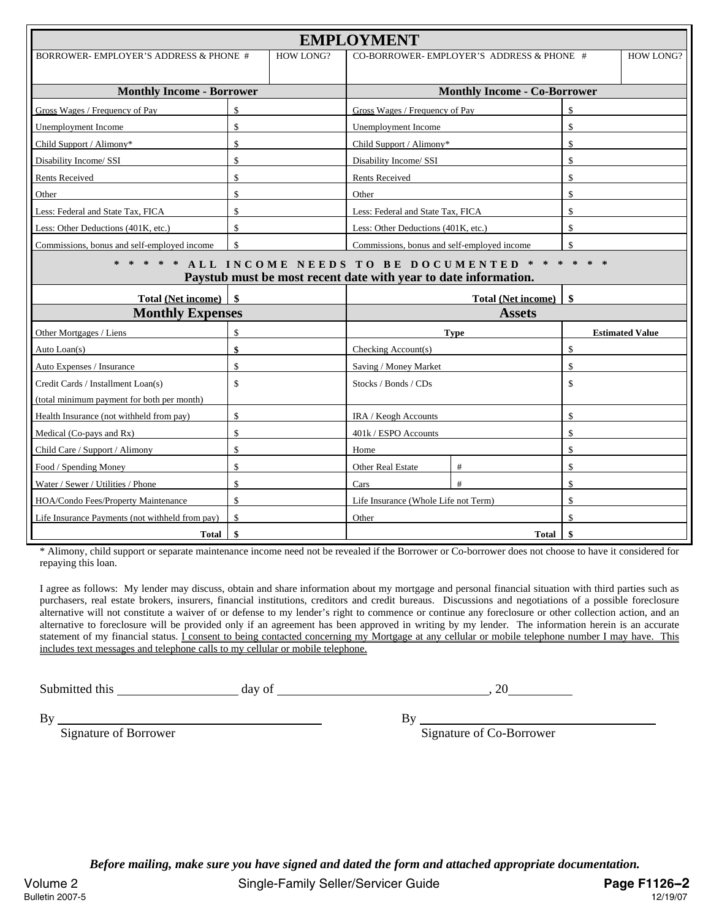# EMPLOYMENT

| BORROWER- EMPLOYER'S ADDRESS & PHONE # | HOW LONG? | CO-BORROWER- EMPLOYER'S ADDRESS & PHONE # | HOW LONG? |
|---|---|---|---|
| | | | |

| Monthly Income - Borrower | | Monthly Income - Co-Borrower | |
|---|---|---|---|
| Gross Wages / Frequency of Pay | $ | Gross Wages / Frequency of Pay | $ |
| Unemployment Income | $ | Unemployment Income | $ |
| Child Support / Alimony* | $ | Child Support / Alimony* | $ |
| Disability Income/ SSI | $ | Disability Income/ SSI | $ |
| Rents Received | $ | Rents Received | $ |
| Other | $ | Other | $ |
| Less: Federal and State Tax, FICA | $ | Less: Federal and State Tax, FICA | $ |
| Less: Other Deductions (401K, etc.) | $ | Less: Other Deductions (401K, etc.) | $ |
| Commissions, bonus and self-employed income | $ | Commissions, bonus and self-employed income | $ |

**\* \* \* \* \* ALL INCOME NEEDS TO BE DOCUMENTED \* \* \* \* \* \***
**Paystub must be most recent date with year to date information.**

| | | | |
|---|---|---|---|
| **Total (Net income)** | **$** | **Total (Net income)** | **$** |

| Monthly Expenses | | Assets | | |
|---|---|---|---|---|
| Other Mortgages / Liens | $ | **Type** | | **Estimated Value** |
| Auto Loan(s) | **$** | Checking Account(s) | | $ |
| Auto Expenses / Insurance | $ | Saving / Money Market | | $ |
| Credit Cards / Installment Loan(s) (total minimum payment for both per month) | $ | Stocks / Bonds / CDs | | $ |
| Health Insurance (not withheld from pay) | $ | IRA / Keogh Accounts | | $ |
| Medical (Co-pays and Rx) | $ | 401k / ESPO Accounts | | $ |
| Child Care / Support / Alimony | $ | Home | | $ |
| Food / Spending Money | $ | Other Real Estate | # | $ |
| Water / Sewer / Utilities / Phone | $ | Cars | # | $ |
| HOA/Condo Fees/Property Maintenance | $ | Life Insurance (Whole Life not Term) | | $ |
| Life Insurance Payments (not withheld from pay) | $ | Other | | $ |
| **Total** | **$** | **Total** | | **$** |

\* Alimony, child support or separate maintenance income need not be revealed if the Borrower or Co-borrower does not choose to have it considered for repaying this loan.

I agree as follows: My lender may discuss, obtain and share information about my mortgage and personal financial situation with third parties such as purchasers, real estate brokers, insurers, financial institutions, creditors and credit bureaus. Discussions and negotiations of a possible foreclosure alternative will not constitute a waiver of or defense to my lender's right to commence or continue any foreclosure or other collection action, and an alternative to foreclosure will be provided only if an agreement has been approved in writing by my lender. The information herein is an accurate statement of my financial status. <u>I consent to being contacted concerning my Mortgage at any cellular or mobile telephone number I may have. This includes text messages and telephone calls to my cellular or mobile telephone.</u>

Submitted this ____________ day of ______________________, 20________

By ______________________________ By ______________________________
Signature of Borrower Signature of Co-Borrower

***Before mailing, make sure you have signed and dated the form and attached appropriate documentation.***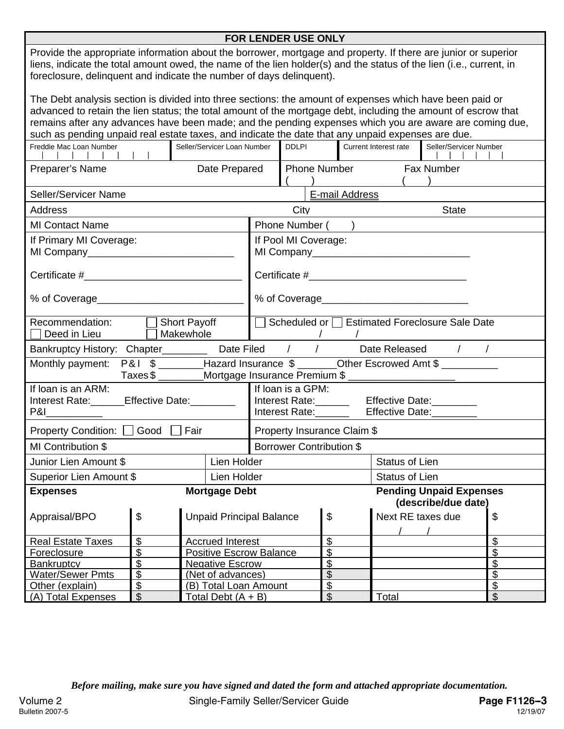## FOR LENDER USE ONLY

Provide the appropriate information about the borrower, mortgage and property. If there are junior or superior liens, indicate the total amount owed, the name of the lien holder(s) and the status of the lien (i.e., current, in foreclosure, delinquent and indicate the number of days delinquent).

The Debt analysis section is divided into three sections: the amount of expenses which have been paid or advanced to retain the lien status; the total amount of the mortgage debt, including the amount of escrow that remains after any advances have been made; and the pending expenses which you are aware are coming due, such as pending unpaid real estate taxes, and indicate the date that any unpaid expenses are due.

| Freddie Mac Loan Number | Seller/Servicer Loan Number | DDLPI | Current Interest rate | Seller/Servicer Number |
|---|---|---|---|---|
| \| \| \| \| \| \| \| \| \| | | | | \| \| \| \| \| \| |

| | |
|---|---|
| Preparer's Name    Date Prepared | Phone Number ( )    Fax Number ( ) |
| Seller/Servicer Name | E-mail Address |
| Address    City | State |
| MI Contact Name | Phone Number ( ) |
| If Primary MI Coverage:<br>MI Company_________________________<br>Certificate #___________________________<br>% of Coverage__________________________ | If Pool MI Coverage:<br>MI Company___________________________<br>Certificate #___________________________<br>% of Coverage_________________________ |
| Recommendation: ☐ Short Payoff<br>☐ Deed in Lieu ☐ Makewhole | ☐ Scheduled or ☐ Estimated Foreclosure Sale Date<br>/ / |

Bankruptcy History: Chapter________ Date Filed / / Date Released / /

Monthly payment: P&I $ ________Hazard Insurance $ _______Other Escrowed Amt $ __________
Taxes $ ________Mortgage Insurance Premium $ ___________________

| | |
|---|---|
| If loan is an ARM:<br>Interest Rate:______Effective Date:________<br>P&I__________ | If loan is a GPM:<br>Interest Rate:______ Effective Date:________<br>Interest Rate:______ Effective Date:________ |
| Property Condition: ☐ Good ☐ Fair | Property Insurance Claim $ |
| MI Contribution $ | Borrower Contribution $ |

| | | |
|---|---|---|
| Junior Lien Amount $ | Lien Holder | Status of Lien |
| Superior Lien Amount $ | Lien Holder | Status of Lien |

| **Expenses** | | **Mortgage Debt** | | **Pending Unpaid Expenses (describe/due date)** | |
|---|---|---|---|---|---|
| Appraisal/BPO | $ | Unpaid Principal Balance | $ | Next RE taxes due / / | $ |
| Real Estate Taxes | $ | Accrued Interest | $ | | $ |
| Foreclosure | $ | Positive Escrow Balance | $ | | $ |
| Bankruptcy | $ | Negative Escrow | $ | | $ |
| Water/Sewer Pmts | $ | (Net of advances) | $ | | $ |
| Other (explain) | $ | (B) Total Loan Amount | $ | | $ |
| (A) Total Expenses | $ | Total Debt (A + B) | $ | Total | $ |

***Before mailing, make sure you have signed and dated the form and attached appropriate documentation.***